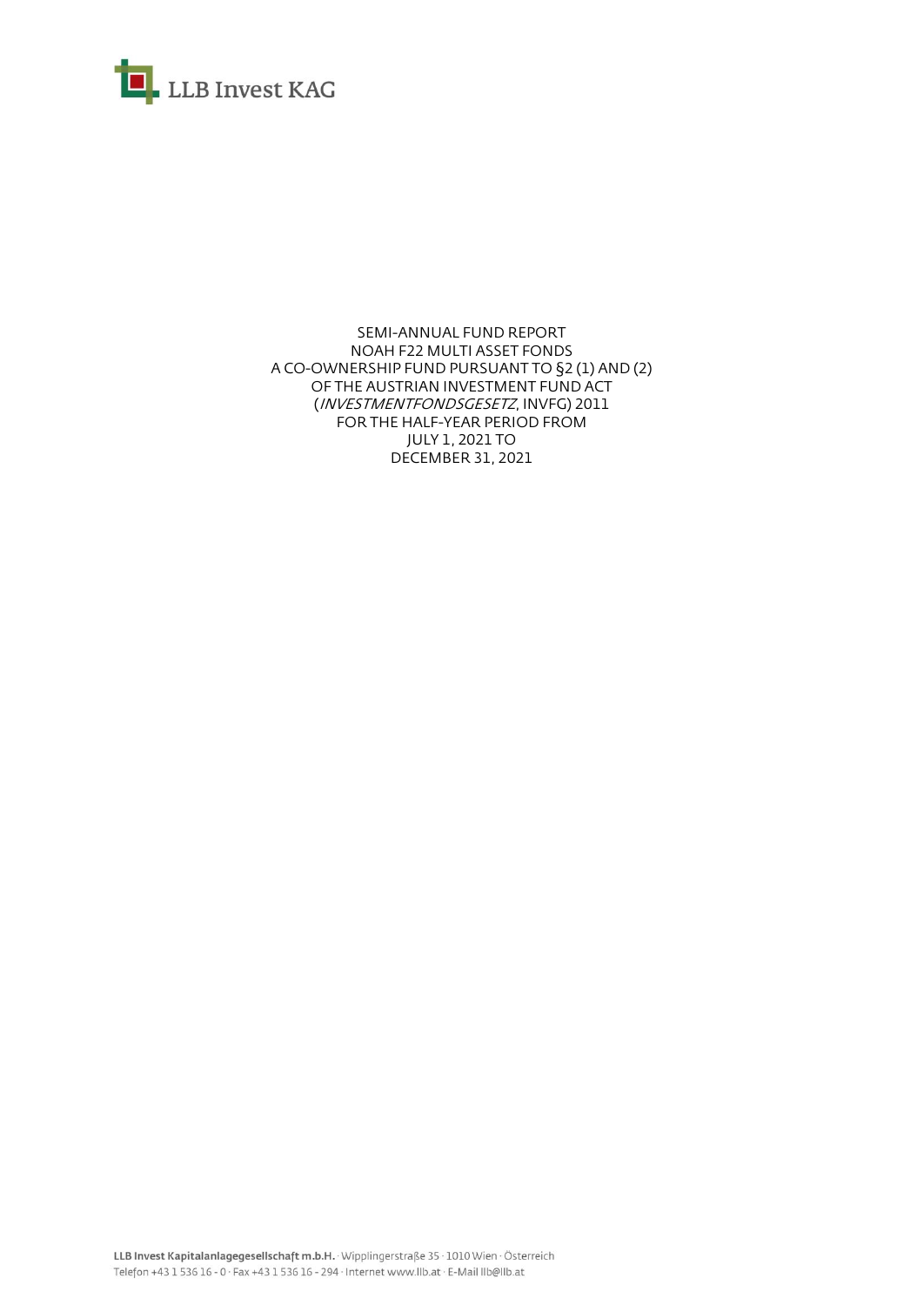LLB Invest KAG

SEMI-ANNUAL FUND REPORT
NOAH F22 MULTI ASSET FONDS
A CO-OWNERSHIP FUND PURSUANT TO §2 (1) AND (2)
OF THE AUSTRIAN INVESTMENT FUND ACT
(*INVESTMENTFONDSGESETZ*, INVFG) 2011
FOR THE HALF-YEAR PERIOD FROM
JULY 1, 2021 TO
DECEMBER 31, 2021

**LLB Invest Kapitalanlagegesellschaft m.b.H.** · Wipplingerstraße 35 · 1010 Wien · Österreich
Telefon +43 1 536 16 - 0 · Fax +43 1 536 16 - 294 · Internet www.llb.at · E-Mail llb@llb.at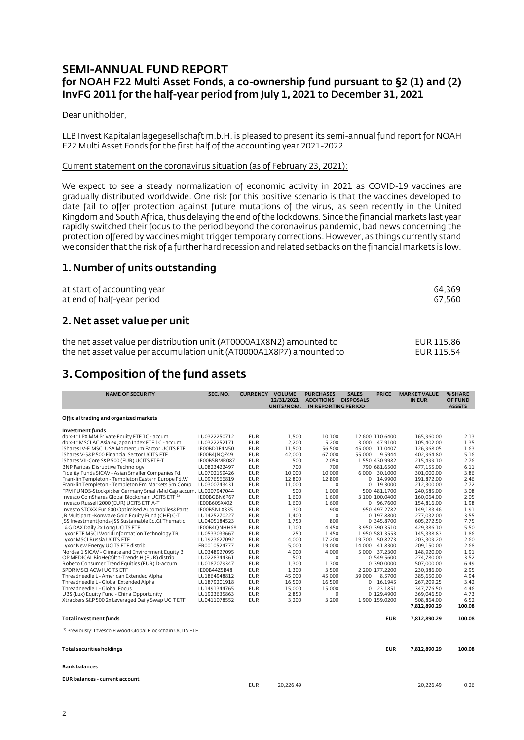# SEMI-ANNUAL FUND REPORT

## for NOAH F22 Multi Asset Fonds, a co-ownership fund pursuant to §2 (1) and (2) InvFG 2011 for the half-year period from July 1, 2021 to December 31, 2021

Dear unitholder,

LLB Invest Kapitalanlagegesellschaft m.b.H. is pleased to present its semi-annual fund report for NOAH F22 Multi Asset Fonds for the first half of the accounting year 2021-2022.

Current statement on the coronavirus situation (as of February 23, 2021):

We expect to see a steady normalization of economic activity in 2021 as COVID-19 vaccines are gradually distributed worldwide. One risk for this positive scenario is that the vaccines developed to date fail to offer protection against future mutations of the virus, as seen recently in the United Kingdom and South Africa, thus delaying the end of the lockdowns. Since the financial markets last year rapidly switched their focus to the period beyond the coronavirus pandemic, bad news concerning the protection offered by vaccines might trigger temporary corrections. However, as things currently stand we consider that the risk of a further hard recession and related setbacks on the financial markets is low.

## 1. Number of units outstanding

| | |
|---|---|
| at start of accounting year | 64,369 |
| at end of half-year period | 67,560 |

## 2. Net asset value per unit

| | |
|---|---|
| the net asset value per distribution unit (AT0000A1X8N2) amounted to | EUR 115.86 |
| the net asset value per accumulation unit (AT0000A1X8P7) amounted to | EUR 115.54 |

## 3. Composition of the fund assets

| NAME OF SECURITY | SEC. NO. | CURRENCY | VOLUME 12/31/2021 UNITS/NOM. | PURCHASES ADDITIONS IN REPORTING PERIOD | SALES DISPOSALS | PRICE | MARKET VALUE IN EUR | % SHARE OF FUND ASSETS |
|---|---|---|---|---|---|---|---|---|
| **Official trading and organized markets** | | | | | | | | |
| **Investment funds** | | | | | | | | |
| db x-tr.LPX MM Private Equity ETF 1C - accum. | LU0322250712 | EUR | 1,500 | 10,100 | 12,600 | 110.6400 | 165,960.00 | 2.13 |
| db x-tr.MSCI AC Asia ex Japan Index ETF 1C - accum. | LU0322252171 | EUR | 2,200 | 5,200 | 3,000 | 47.9100 | 105,402.00 | 1.35 |
| iShares IV-E.MSCI USA Momentum Factor UCITS ETF | IE00BD1F4N50 | EUR | 11,500 | 56,500 | 45,000 | 11.0407 | 126,968.05 | 1.63 |
| iShares V-S&P 500 Financial Sector UCITS ETF | IE00B4JNQZ49 | EUR | 42,000 | 67,000 | 55,000 | 9.5944 | 402,964.80 | 5.16 |
| iShares VII-Core S&P 500 (EUR) UCITS ETF-T | IE00B5BMR087 | EUR | 500 | 2,050 | 1,550 | 430.9982 | 215,499.10 | 2.76 |
| BNP Paribas Disruptive Technology | LU0823422497 | EUR | 700 | 700 | 790 | 681.6500 | 477,155.00 | 6.11 |
| Fidelity Funds SICAV - Asian Smaller Companies Fd. | LU0702159426 | EUR | 10,000 | 10,000 | 6,000 | 30.1000 | 301,000.00 | 3.86 |
| Franklin Templeton - Templeton Eastern Europe Fd.W | LU0976566819 | EUR | 12,800 | 12,800 | 0 | 14.9900 | 191,872.00 | 2.46 |
| Franklin Templeton - Templeton Em.Markets Sm.Comp. | LU0300743431 | EUR | 11,000 | 0 | 0 | 19.3000 | 212,300.00 | 2.72 |
| FPM FUNDS-Stockpicker Germany Small/Mid Cap accum. | LU0207947044 | EUR | 500 | 1,000 | 500 | 481.1700 | 240,585.00 | 3.08 |
| Invesco CoinShares Global Blockchain UCITS ETF [1] | IE00BGBN6P67 | EUR | 1,600 | 1,600 | 3,100 | 100.0400 | 160,064.00 | 2.05 |
| Invesco Russell 2000 (EUR) UCITS ETF A-T | IE00B60SX402 | EUR | 1,600 | 1,600 | 0 | 96.7600 | 154,816.00 | 1.98 |
| Invesco STOXX Eur.600 Optimised Automobiles&Parts | IE00B5NLX835 | EUR | 300 | 900 | 950 | 497.2782 | 149,183.46 | 1.91 |
| JB Multipart.-Konwave Gold Equity Fund (CHF) C-T | LU1425270227 | EUR | 1,400 | 0 | 0 | 197.8800 | 277,032.00 | 3.55 |
| JSS Investmentfonds-JSS Sustainable Eq.Gl.Thematic | LU0405184523 | EUR | 1,750 | 800 | 0 | 345.8700 | 605,272.50 | 7.75 |
| L&G DAX Daily 2x Long UCITS ETF | IE00B4QNHH68 | EUR | 1,100 | 4,450 | 3,950 | 390.3510 | 429,386.10 | 5.50 |
| Lyxor ETF MSCI World Information Technology TR | LU0533033667 | EUR | 250 | 1,450 | 1,950 | 581.3553 | 145,338.83 | 1.86 |
| Lyxor MSCI Russia UCITS ETF | LU1923627092 | EUR | 4,000 | 17,200 | 19,700 | 50.8273 | 203,309.20 | 2.60 |
| Lyxor New Energy UCITS ETF distrib. | FR0010524777 | EUR | 5,000 | 19,000 | 14,000 | 41.8300 | 209,150.00 | 2.68 |
| Nordea 1 SICAV - Climate and Environment Equity B | LU0348927095 | EUR | 4,000 | 4,000 | 5,000 | 37.2300 | 148,920.00 | 1.91 |
| OP MEDICAL BioHe(a)lth-Trends H (EUR) distrib. | DE0228344361 | EUR | 500 | 0 | 0 | 549.5600 | 274,780.00 | 3.52 |
| Robeco Consumer Trend Equities (EUR) D-accum. | LU0187079347 | EUR | 1,300 | 1,300 | 0 | 390.0000 | 507,000.00 | 6.49 |
| SPDR MSCI ACWI UCITS ETF | IE00B44Z5B48 | EUR | 1,300 | 3,500 | 2,200 | 177.2200 | 230,386.00 | 2.95 |
| Threadneedle L - American Extended Alpha | LU1864948812 | EUR | 45,000 | 45,000 | 39,000 | 8.5700 | 385,650.00 | 4.94 |
| Threadneedle L - Global Extended Alpha | LU1879201918 | EUR | 16,500 | 16,500 | 0 | 16.1945 | 267,209.25 | 3.42 |
| Threadneedle L - Global Focus | LU1491344765 | EUR | 15,000 | 15,000 | 0 | 23.1851 | 347,776.50 | 4.46 |
| UBS (Lux) Equity Fund - China Opportunity | LU1923635863 | EUR | 2,850 | 0 | 0 | 129.4900 | 369,046.50 | 4.73 |
| Xtrackers S&P 500 2x Leveraged Daily Swap UCIT ETF | LU0411078552 | EUR | 3,200 | 3,200 | 1,900 | 159.0200 | 508,864.00 | 6.52 |
| | | | | | | | 7,812,890.29 | 100.08 |
| **Total investment funds** | | | | | | EUR | 7,812,890.29 | 100.08 |
| [1] Previously: Invesco Elwood Global Blockchain UCITS ETF | | | | | | | | |
| **Total securities holdings** | | | | | | EUR | 7,812,890.29 | 100.08 |
| **Bank balances** | | | | | | | | |
| **EUR balances - current account** | | | | | | | | |
| | | EUR | 20,226.49 | | | | 20,226.49 | 0.26 |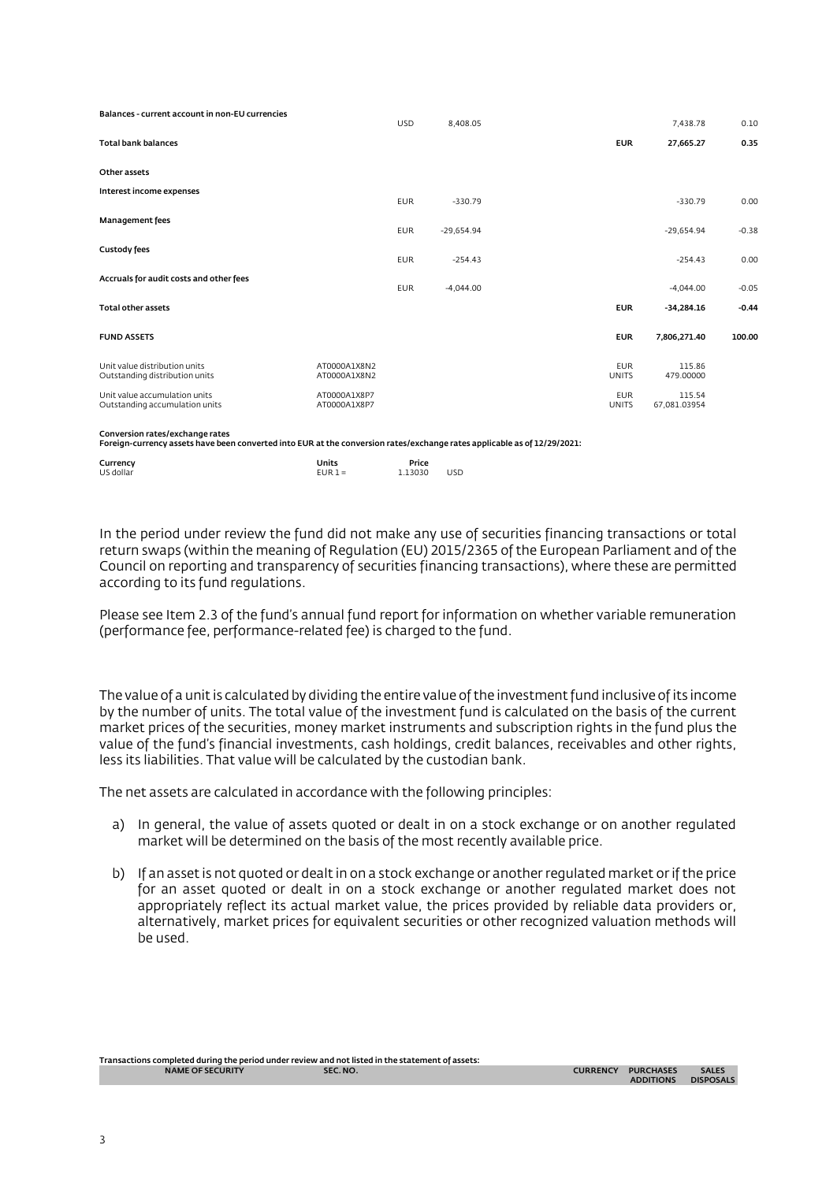| | | | | | | |
|---|---|---|---|---|---|---|
| **Balances - current account in non-EU currencies** | | USD | 8,408.05 | | 7,438.78 | 0.10 |
| **Total bank balances** | | | | **EUR** | **27,665.27** | **0.35** |
| **Other assets** | | | | | | |
| **Interest income expenses** | | EUR | -330.79 | | -330.79 | 0.00 |
| **Management fees** | | EUR | -29,654.94 | | -29,654.94 | -0.38 |
| **Custody fees** | | EUR | -254.43 | | -254.43 | 0.00 |
| **Accruals for audit costs and other fees** | | EUR | -4,044.00 | | -4,044.00 | -0.05 |
| **Total other assets** | | | | **EUR** | **-34,284.16** | **-0.44** |
| **FUND ASSETS** | | | | **EUR** | **7,806,271.40** | **100.00** |
| Unit value distribution units | AT0000A1X8N2 | | | EUR | 115.86 | |
| Outstanding distribution units | AT0000A1X8N2 | | | UNITS | 479.00000 | |
| Unit value accumulation units | AT0000A1X8P7 | | | EUR | 115.54 | |
| Outstanding accumulation units | AT0000A1X8P7 | | | UNITS | 67,081.03954 | |

**Conversion rates/exchange rates**
**Foreign-currency assets have been converted into EUR at the conversion rates/exchange rates applicable as of 12/29/2021:**

| Currency | Units | Price | |
|---|---|---|---|
| US dollar | EUR 1 = | 1.13030 | USD |

In the period under review the fund did not make any use of securities financing transactions or total return swaps (within the meaning of Regulation (EU) 2015/2365 of the European Parliament and of the Council on reporting and transparency of securities financing transactions), where these are permitted according to its fund regulations.

Please see Item 2.3 of the fund's annual fund report for information on whether variable remuneration (performance fee, performance-related fee) is charged to the fund.

The value of a unit is calculated by dividing the entire value of the investment fund inclusive of its income by the number of units. The total value of the investment fund is calculated on the basis of the current market prices of the securities, money market instruments and subscription rights in the fund plus the value of the fund's financial investments, cash holdings, credit balances, receivables and other rights, less its liabilities. That value will be calculated by the custodian bank.

The net assets are calculated in accordance with the following principles:

a) In general, the value of assets quoted or dealt in on a stock exchange or on another regulated market will be determined on the basis of the most recently available price.

b) If an asset is not quoted or dealt in on a stock exchange or another regulated market or if the price for an asset quoted or dealt in on a stock exchange or another regulated market does not appropriately reflect its actual market value, the prices provided by reliable data providers or, alternatively, market prices for equivalent securities or other recognized valuation methods will be used.

**Transactions completed during the period under review and not listed in the statement of assets:**

| NAME OF SECURITY | SEC. NO. | CURRENCY | PURCHASES ADDITIONS | SALES DISPOSALS |
|---|---|---|---|---|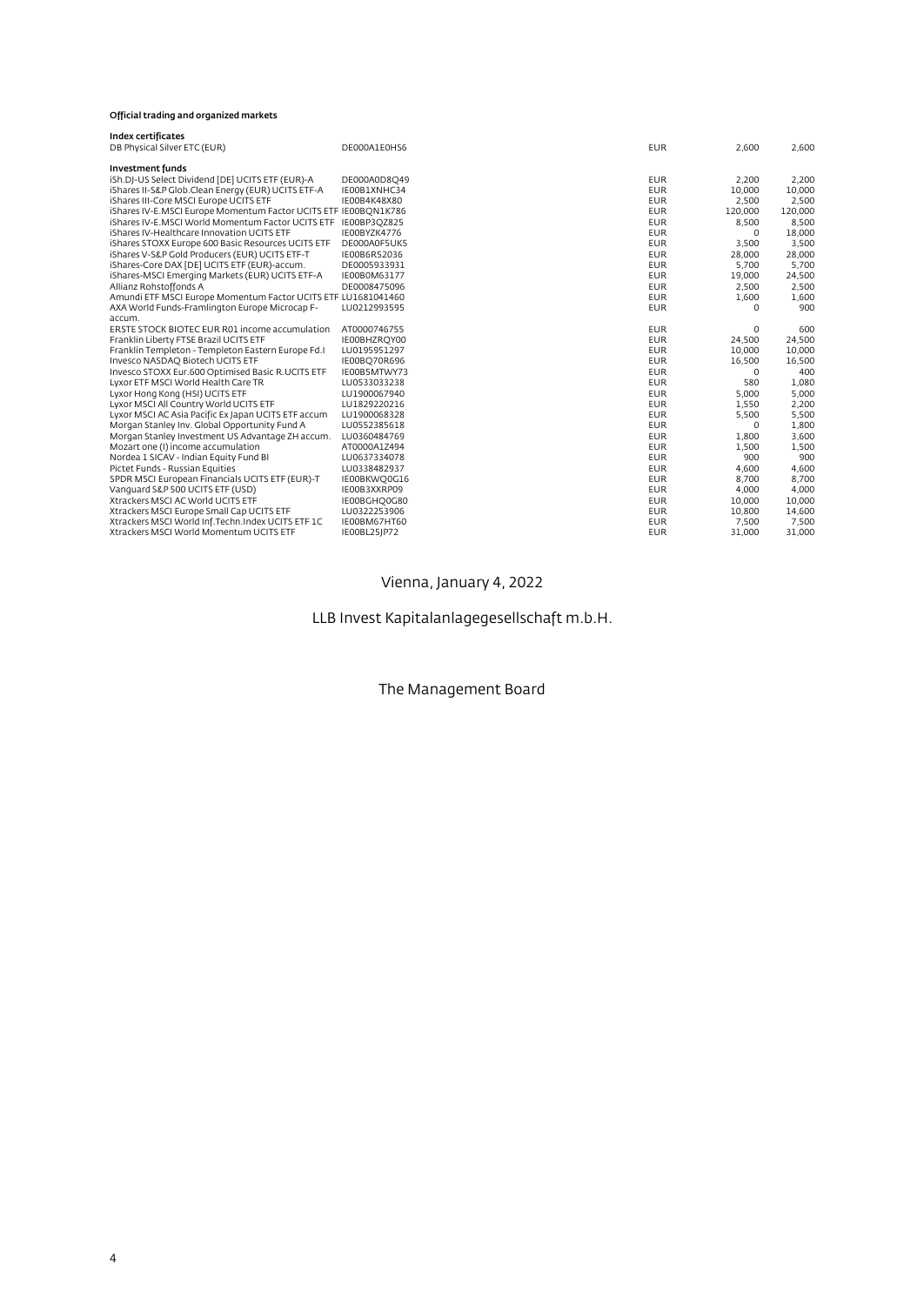**Official trading and organized markets**

| | | | | |
|---|---|---|---|---|
| **Index certificates** | | | | |
| DB Physical Silver ETC (EUR) | DE000A1E0HS6 | EUR | 2,600 | 2,600 |
| **Investment funds** | | | | |
| iSh.DJ-US Select Dividend [DE] UCITS ETF (EUR)-A | DE000A0D8Q49 | EUR | 2,200 | 2,200 |
| iShares II-S&P Glob.Clean Energy (EUR) UCITS ETF-A | IE00B1XNHC34 | EUR | 10,000 | 10,000 |
| iShares III-Core MSCI Europe UCITS ETF | IE00B4K48X80 | EUR | 2,500 | 2,500 |
| iShares IV-E.MSCI Europe Momentum Factor UCITS ETF | IE00BQN1K786 | EUR | 120,000 | 120,000 |
| iShares IV-E.MSCI World Momentum Factor UCITS ETF | IE00BP3QZ825 | EUR | 8,500 | 8,500 |
| iShares IV-Healthcare Innovation UCITS ETF | IE00BYZK4776 | EUR | 0 | 18,000 |
| iShares STOXX Europe 600 Basic Resources UCITS ETF | DE000A0F5UK5 | EUR | 3,500 | 3,500 |
| iShares V-S&P Gold Producers (EUR) UCITS ETF-T | IE00B6R52036 | EUR | 28,000 | 28,000 |
| iShares-Core DAX [DE] UCITS ETF (EUR)-accum. | DE0005933931 | EUR | 5,700 | 5,700 |
| iShares-MSCI Emerging Markets (EUR) UCITS ETF-A | IE00B0M63177 | EUR | 19,000 | 24,500 |
| Allianz Rohstoffonds A | DE0008475096 | EUR | 2,500 | 2,500 |
| Amundi ETF MSCI Europe Momentum Factor UCITS ETF | LU1681041460 | EUR | 1,600 | 1,600 |
| AXA World Funds-Framlington Europe Microcap F-accum. | LU0212993595 | EUR | 0 | 900 |
| ERSTE STOCK BIOTEC EUR R01 income accumulation | AT0000746755 | EUR | 0 | 600 |
| Franklin Liberty FTSE Brazil UCITS ETF | IE00BHZRQY00 | EUR | 24,500 | 24,500 |
| Franklin Templeton - Templeton Eastern Europe Fd.I | LU0195951297 | EUR | 10,000 | 10,000 |
| Invesco NASDAQ Biotech UCITS ETF | IE00BQ70R696 | EUR | 16,500 | 16,500 |
| Invesco STOXX Eur.600 Optimised Basic R.UCITS ETF | IE00B5MTWY73 | EUR | 0 | 400 |
| Lyxor ETF MSCI World Health Care TR | LU0533033238 | EUR | 580 | 1,080 |
| Lyxor Hong Kong (HSI) UCITS ETF | LU1900067940 | EUR | 5,000 | 5,000 |
| Lyxor MSCI All Country World UCITS ETF | LU1829220216 | EUR | 1,550 | 2,200 |
| Lyxor MSCI AC Asia Pacific Ex Japan UCITS ETF accum | LU1900068328 | EUR | 5,500 | 5,500 |
| Morgan Stanley Inv. Global Opportunity Fund A | LU0552385618 | EUR | 0 | 1,800 |
| Morgan Stanley Investment US Advantage ZH accum. | LU0360484769 | EUR | 1,800 | 3,600 |
| Mozart one (I) income accumulation | AT0000A1Z494 | EUR | 1,500 | 1,500 |
| Nordea 1 SICAV - Indian Equity Fund BI | LU0637334078 | EUR | 900 | 900 |
| Pictet Funds - Russian Equities | LU0338482937 | EUR | 4,600 | 4,600 |
| SPDR MSCI European Financials UCITS ETF (EUR)-T | IE00BKWQ0G16 | EUR | 8,700 | 8,700 |
| Vanguard S&P 500 UCITS ETF (USD) | IE00B3XXRP09 | EUR | 4,000 | 4,000 |
| Xtrackers MSCI AC World UCITS ETF | IE00BGHQ0G80 | EUR | 10,000 | 10,000 |
| Xtrackers MSCI Europe Small Cap UCITS ETF | LU0322253906 | EUR | 10,800 | 14,600 |
| Xtrackers MSCI World Inf.Techn.Index UCITS ETF 1C | IE00BM67HT60 | EUR | 7,500 | 7,500 |
| Xtrackers MSCI World Momentum UCITS ETF | IE00BL25JP72 | EUR | 31,000 | 31,000 |

Vienna, January 4, 2022

LLB Invest Kapitalanlagegesellschaft m.b.H.

The Management Board